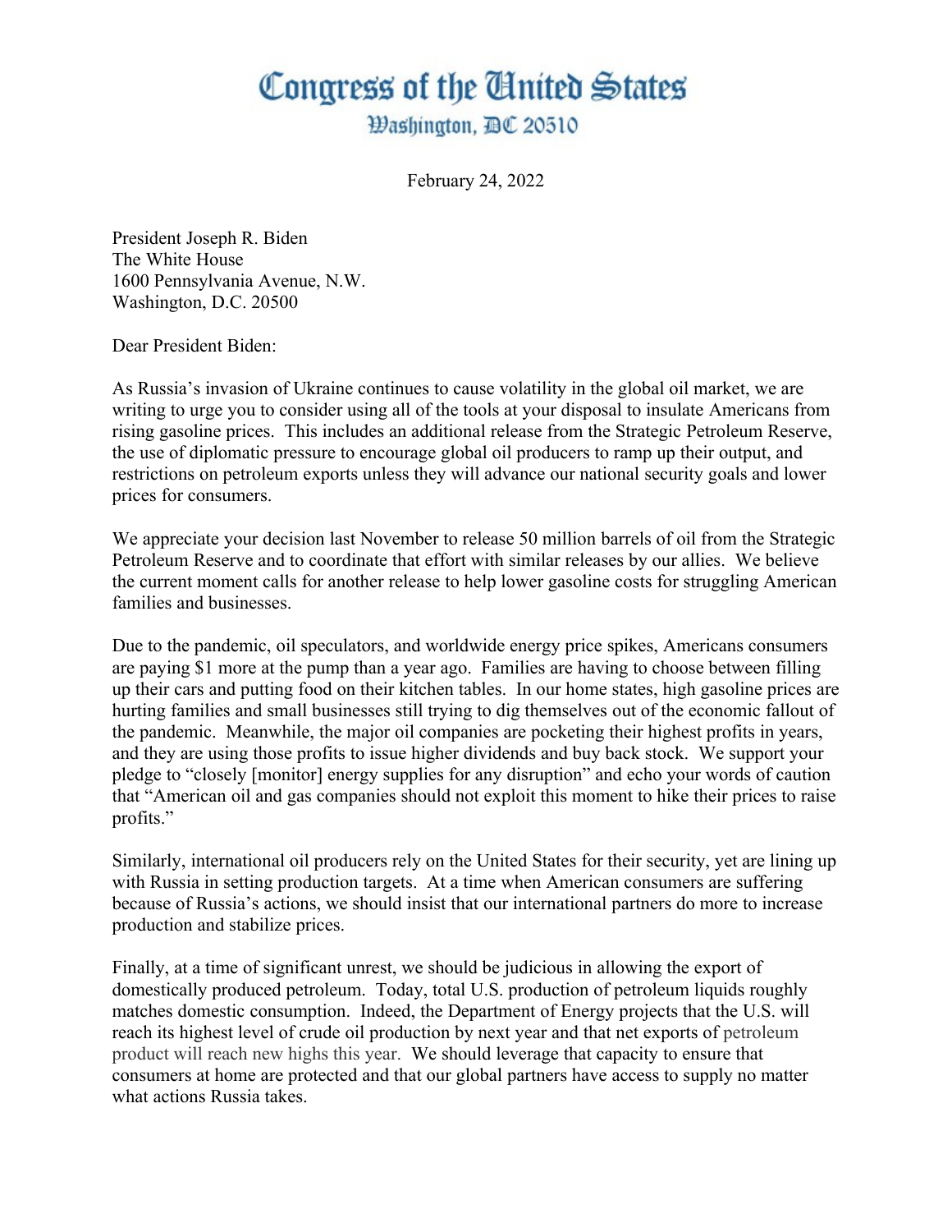# Congress of the United States

Washington, DC 20510

February 24, 2022

President Joseph R. Biden
The White House
1600 Pennsylvania Avenue, N.W.
Washington, D.C. 20500

Dear President Biden:

As Russia's invasion of Ukraine continues to cause volatility in the global oil market, we are writing to urge you to consider using all of the tools at your disposal to insulate Americans from rising gasoline prices. This includes an additional release from the Strategic Petroleum Reserve, the use of diplomatic pressure to encourage global oil producers to ramp up their output, and restrictions on petroleum exports unless they will advance our national security goals and lower prices for consumers.

We appreciate your decision last November to release 50 million barrels of oil from the Strategic Petroleum Reserve and to coordinate that effort with similar releases by our allies. We believe the current moment calls for another release to help lower gasoline costs for struggling American families and businesses.

Due to the pandemic, oil speculators, and worldwide energy price spikes, Americans consumers are paying $1 more at the pump than a year ago. Families are having to choose between filling up their cars and putting food on their kitchen tables. In our home states, high gasoline prices are hurting families and small businesses still trying to dig themselves out of the economic fallout of the pandemic. Meanwhile, the major oil companies are pocketing their highest profits in years, and they are using those profits to issue higher dividends and buy back stock. We support your pledge to "closely [monitor] energy supplies for any disruption" and echo your words of caution that "American oil and gas companies should not exploit this moment to hike their prices to raise profits."

Similarly, international oil producers rely on the United States for their security, yet are lining up with Russia in setting production targets. At a time when American consumers are suffering because of Russia's actions, we should insist that our international partners do more to increase production and stabilize prices.

Finally, at a time of significant unrest, we should be judicious in allowing the export of domestically produced petroleum. Today, total U.S. production of petroleum liquids roughly matches domestic consumption. Indeed, the Department of Energy projects that the U.S. will reach its highest level of crude oil production by next year and that net exports of petroleum product will reach new highs this year. We should leverage that capacity to ensure that consumers at home are protected and that our global partners have access to supply no matter what actions Russia takes.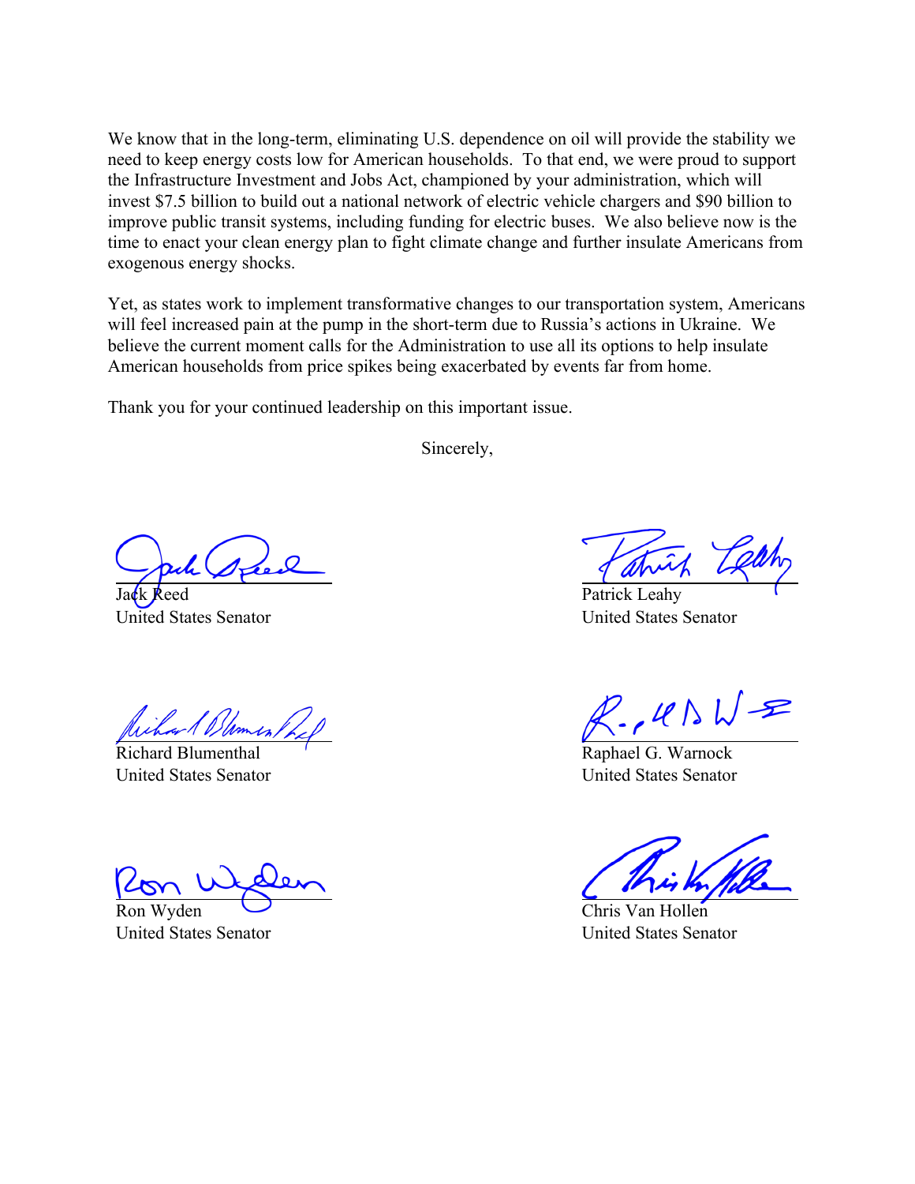We know that in the long-term, eliminating U.S. dependence on oil will provide the stability we need to keep energy costs low for American households. To that end, we were proud to support the Infrastructure Investment and Jobs Act, championed by your administration, which will invest $7.5 billion to build out a national network of electric vehicle chargers and $90 billion to improve public transit systems, including funding for electric buses. We also believe now is the time to enact your clean energy plan to fight climate change and further insulate Americans from exogenous energy shocks.

Yet, as states work to implement transformative changes to our transportation system, Americans will feel increased pain at the pump in the short-term due to Russia's actions in Ukraine. We believe the current moment calls for the Administration to use all its options to help insulate American households from price spikes being exacerbated by events far from home.

Thank you for your continued leadership on this important issue.

Sincerely,

Jack Reed
United States Senator

Patrick Leahy
United States Senator

Richard Blumenthal
United States Senator

Raphael G. Warnock
United States Senator

Ron Wyden
United States Senator

Chris Van Hollen
United States Senator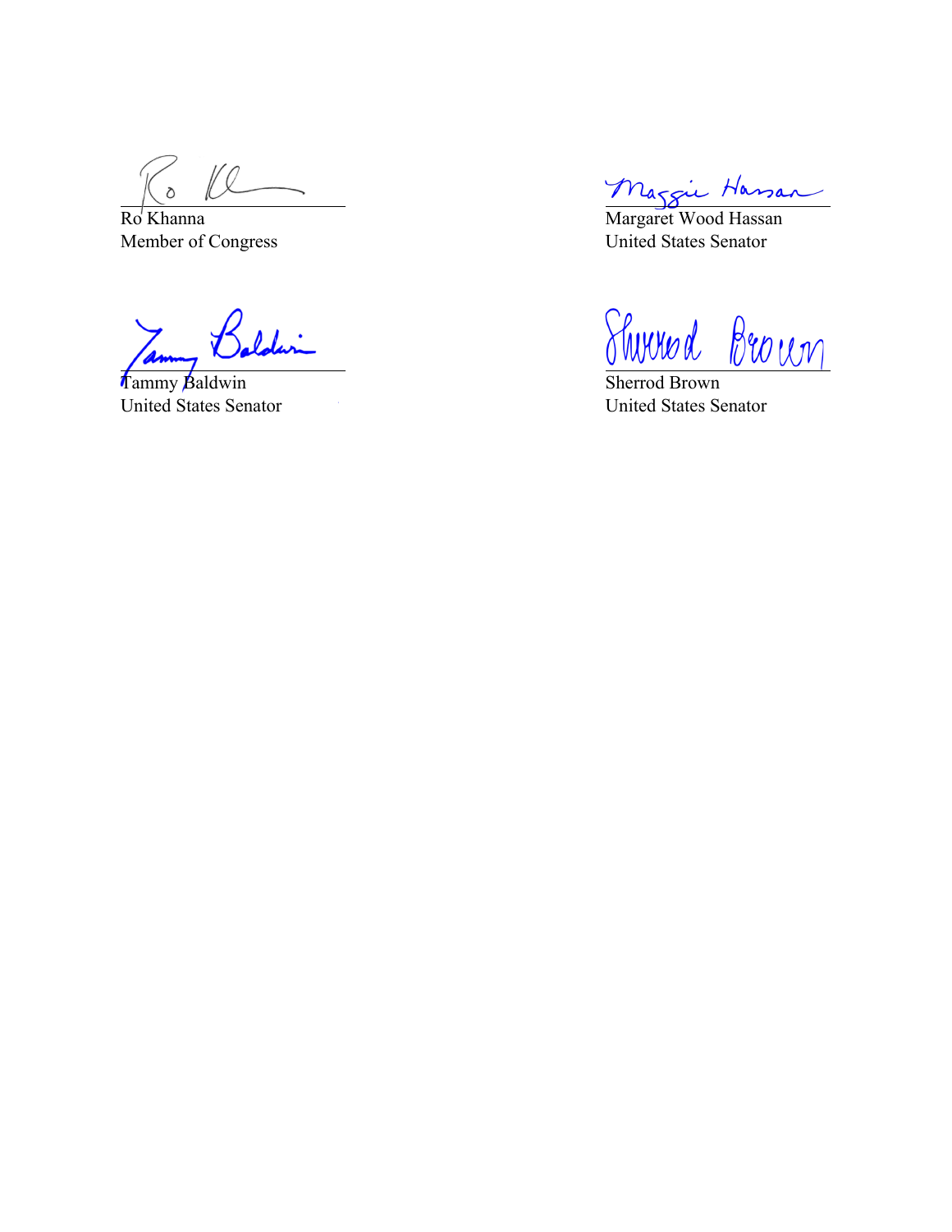Ro Khanna
Member of Congress

Margaret Wood Hassan
United States Senator

Tammy Baldwin
United States Senator

Sherrod Brown
United States Senator